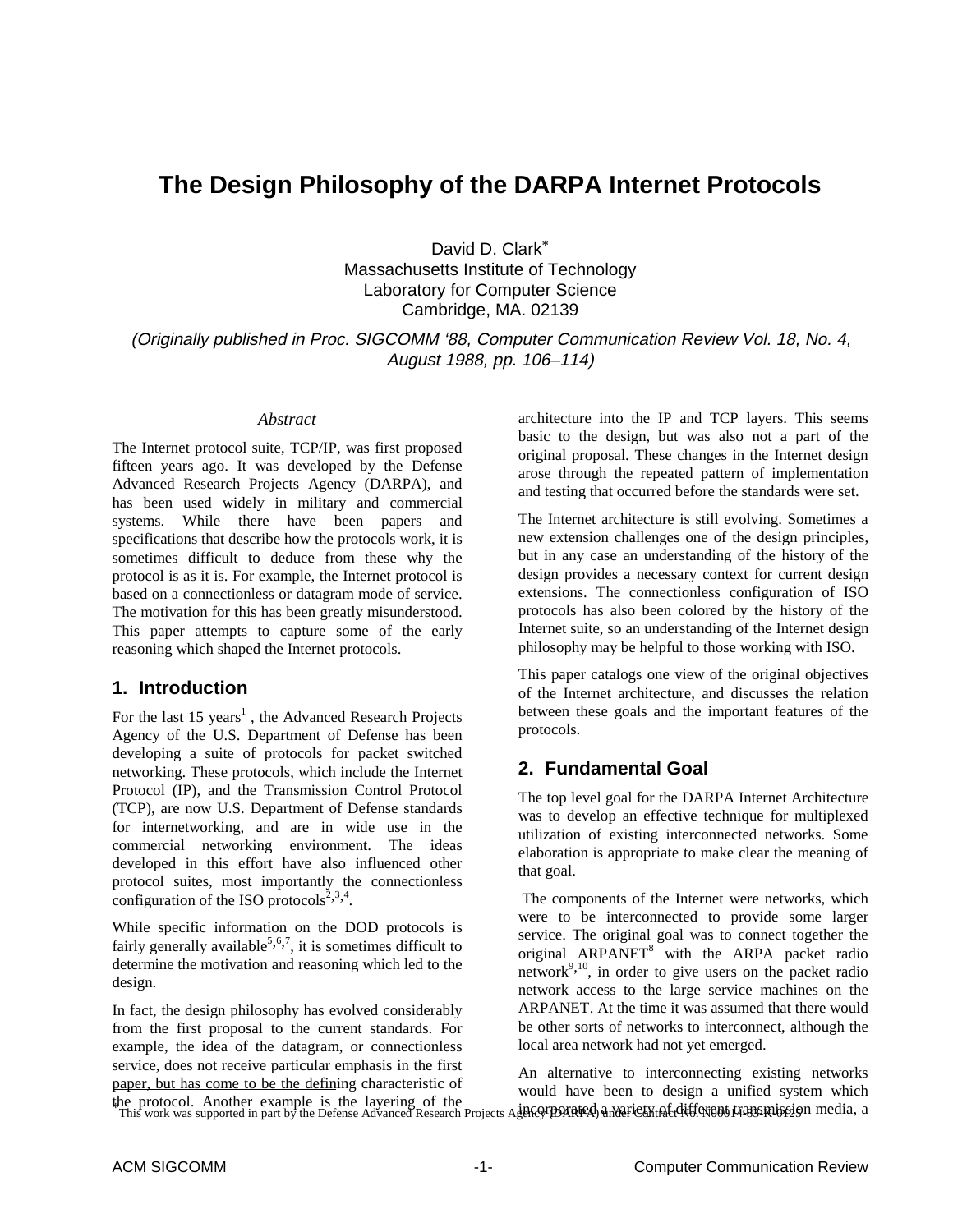# The Design Philosophy of the DARPA Internet Protocols

David D. Clark[*]
Massachusetts Institute of Technology
Laboratory for Computer Science
Cambridge, MA. 02139

*(Originally published in Proc. SIGCOMM '88, Computer Communication Review Vol. 18, No. 4, August 1988, pp. 106–114)*

*Abstract*

The Internet protocol suite, TCP/IP, was first proposed fifteen years ago. It was developed by the Defense Advanced Research Projects Agency (DARPA), and has been used widely in military and commercial systems. While there have been papers and specifications that describe how the protocols work, it is sometimes difficult to deduce from these why the protocol is as it is. For example, the Internet protocol is based on a connectionless or datagram mode of service. The motivation for this has been greatly misunderstood. This paper attempts to capture some of the early reasoning which shaped the Internet protocols.

## 1. Introduction

For the last 15 years[1] , the Advanced Research Projects Agency of the U.S. Department of Defense has been developing a suite of protocols for packet switched networking. These protocols, which include the Internet Protocol (IP), and the Transmission Control Protocol (TCP), are now U.S. Department of Defense standards for internetworking, and are in wide use in the commercial networking environment. The ideas developed in this effort have also influenced other protocol suites, most importantly the connectionless configuration of the ISO protocols[2,3,4].

While specific information on the DOD protocols is fairly generally available[5,6,7], it is sometimes difficult to determine the motivation and reasoning which led to the design.

In fact, the design philosophy has evolved considerably from the first proposal to the current standards. For example, the idea of the datagram, or connectionless service, does not receive particular emphasis in the first paper, but has come to be the defining characteristic of the protocol. Another example is the layering of the architecture into the IP and TCP layers. This seems basic to the design, but was also not a part of the original proposal. These changes in the Internet design arose through the repeated pattern of implementation and testing that occurred before the standards were set.

The Internet architecture is still evolving. Sometimes a new extension challenges one of the design principles, but in any case an understanding of the history of the design provides a necessary context for current design extensions. The connectionless configuration of ISO protocols has also been colored by the history of the Internet suite, so an understanding of the Internet design philosophy may be helpful to those working with ISO.

This paper catalogs one view of the original objectives of the Internet architecture, and discusses the relation between these goals and the important features of the protocols.

## 2. Fundamental Goal

The top level goal for the DARPA Internet Architecture was to develop an effective technique for multiplexed utilization of existing interconnected networks. Some elaboration is appropriate to make clear the meaning of that goal.

The components of the Internet were networks, which were to be interconnected to provide some larger service. The original goal was to connect together the original ARPANET[8] with the ARPA packet radio network[9,10], in order to give users on the packet radio network access to the large service machines on the ARPANET. At the time it was assumed that there would be other sorts of networks to interconnect, although the local area network had not yet emerged.

An alternative to interconnecting existing networks would have been to design a unified system which incorporated a variety of different transmission media, a

[*] This work was supported in part by the Defense Advanced Research Projects Agency (DARPA) under Contract No. N00014-83-K-0125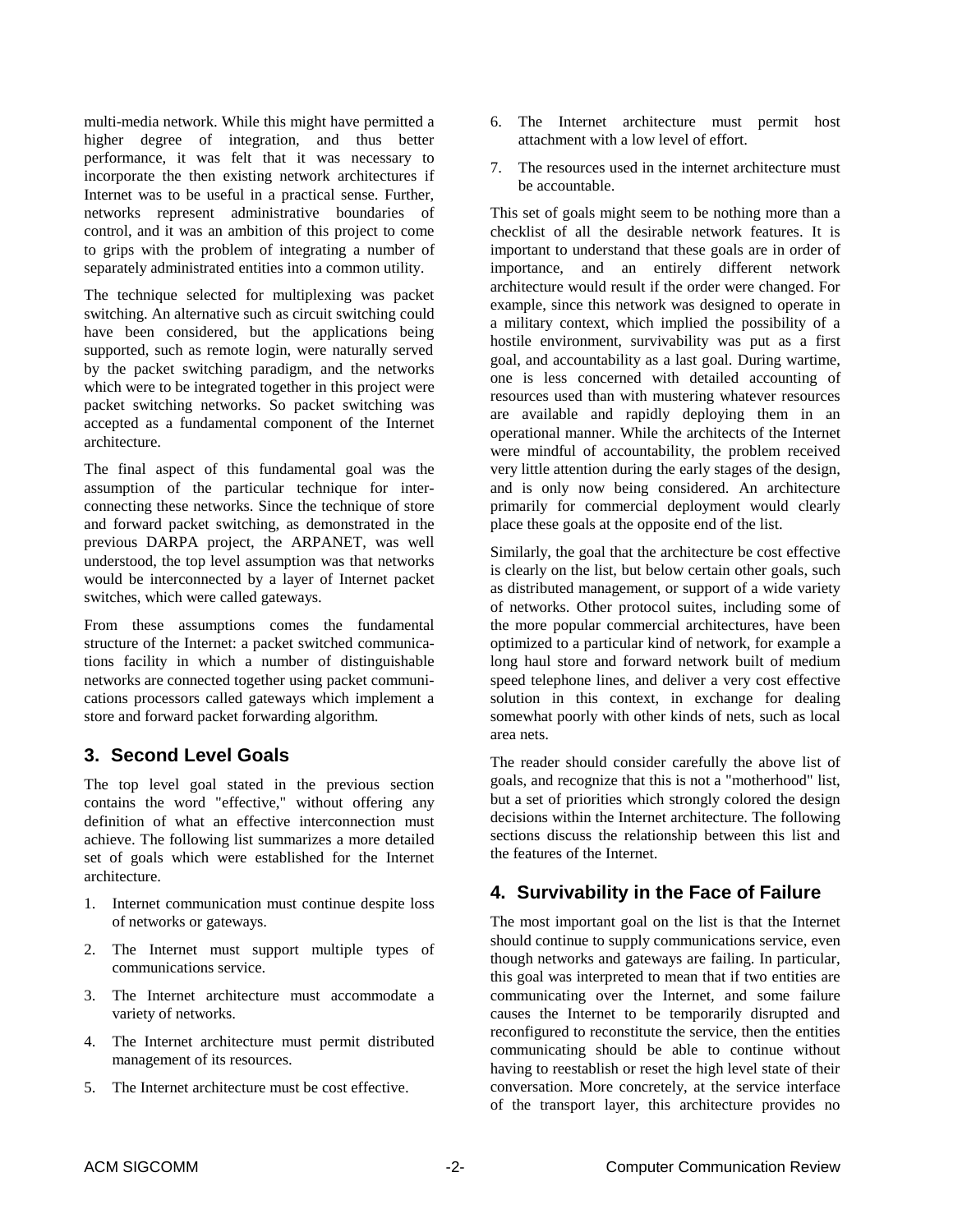multi-media network. While this might have permitted a higher degree of integration, and thus better performance, it was felt that it was necessary to incorporate the then existing network architectures if Internet was to be useful in a practical sense. Further, networks represent administrative boundaries of control, and it was an ambition of this project to come to grips with the problem of integrating a number of separately administrated entities into a common utility.

The technique selected for multiplexing was packet switching. An alternative such as circuit switching could have been considered, but the applications being supported, such as remote login, were naturally served by the packet switching paradigm, and the networks which were to be integrated together in this project were packet switching networks. So packet switching was accepted as a fundamental component of the Internet architecture.

The final aspect of this fundamental goal was the assumption of the particular technique for inter-connecting these networks. Since the technique of store and forward packet switching, as demonstrated in the previous DARPA project, the ARPANET, was well understood, the top level assumption was that networks would be interconnected by a layer of Internet packet switches, which were called gateways.

From these assumptions comes the fundamental structure of the Internet: a packet switched communications facility in which a number of distinguishable networks are connected together using packet communications processors called gateways which implement a store and forward packet forwarding algorithm.

## 3. Second Level Goals

The top level goal stated in the previous section contains the word "effective," without offering any definition of what an effective interconnection must achieve. The following list summarizes a more detailed set of goals which were established for the Internet architecture.

1. Internet communication must continue despite loss of networks or gateways.
2. The Internet must support multiple types of communications service.
3. The Internet architecture must accommodate a variety of networks.
4. The Internet architecture must permit distributed management of its resources.
5. The Internet architecture must be cost effective.
6. The Internet architecture must permit host attachment with a low level of effort.
7. The resources used in the internet architecture must be accountable.

This set of goals might seem to be nothing more than a checklist of all the desirable network features. It is important to understand that these goals are in order of importance, and an entirely different network architecture would result if the order were changed. For example, since this network was designed to operate in a military context, which implied the possibility of a hostile environment, survivability was put as a first goal, and accountability as a last goal. During wartime, one is less concerned with detailed accounting of resources used than with mustering whatever resources are available and rapidly deploying them in an operational manner. While the architects of the Internet were mindful of accountability, the problem received very little attention during the early stages of the design, and is only now being considered. An architecture primarily for commercial deployment would clearly place these goals at the opposite end of the list.

Similarly, the goal that the architecture be cost effective is clearly on the list, but below certain other goals, such as distributed management, or support of a wide variety of networks. Other protocol suites, including some of the more popular commercial architectures, have been optimized to a particular kind of network, for example a long haul store and forward network built of medium speed telephone lines, and deliver a very cost effective solution in this context, in exchange for dealing somewhat poorly with other kinds of nets, such as local area nets.

The reader should consider carefully the above list of goals, and recognize that this is not a "motherhood" list, but a set of priorities which strongly colored the design decisions within the Internet architecture. The following sections discuss the relationship between this list and the features of the Internet.

## 4. Survivability in the Face of Failure

The most important goal on the list is that the Internet should continue to supply communications service, even though networks and gateways are failing. In particular, this goal was interpreted to mean that if two entities are communicating over the Internet, and some failure causes the Internet to be temporarily disrupted and reconfigured to reconstitute the service, then the entities communicating should be able to continue without having to reestablish or reset the high level state of their conversation. More concretely, at the service interface of the transport layer, this architecture provides no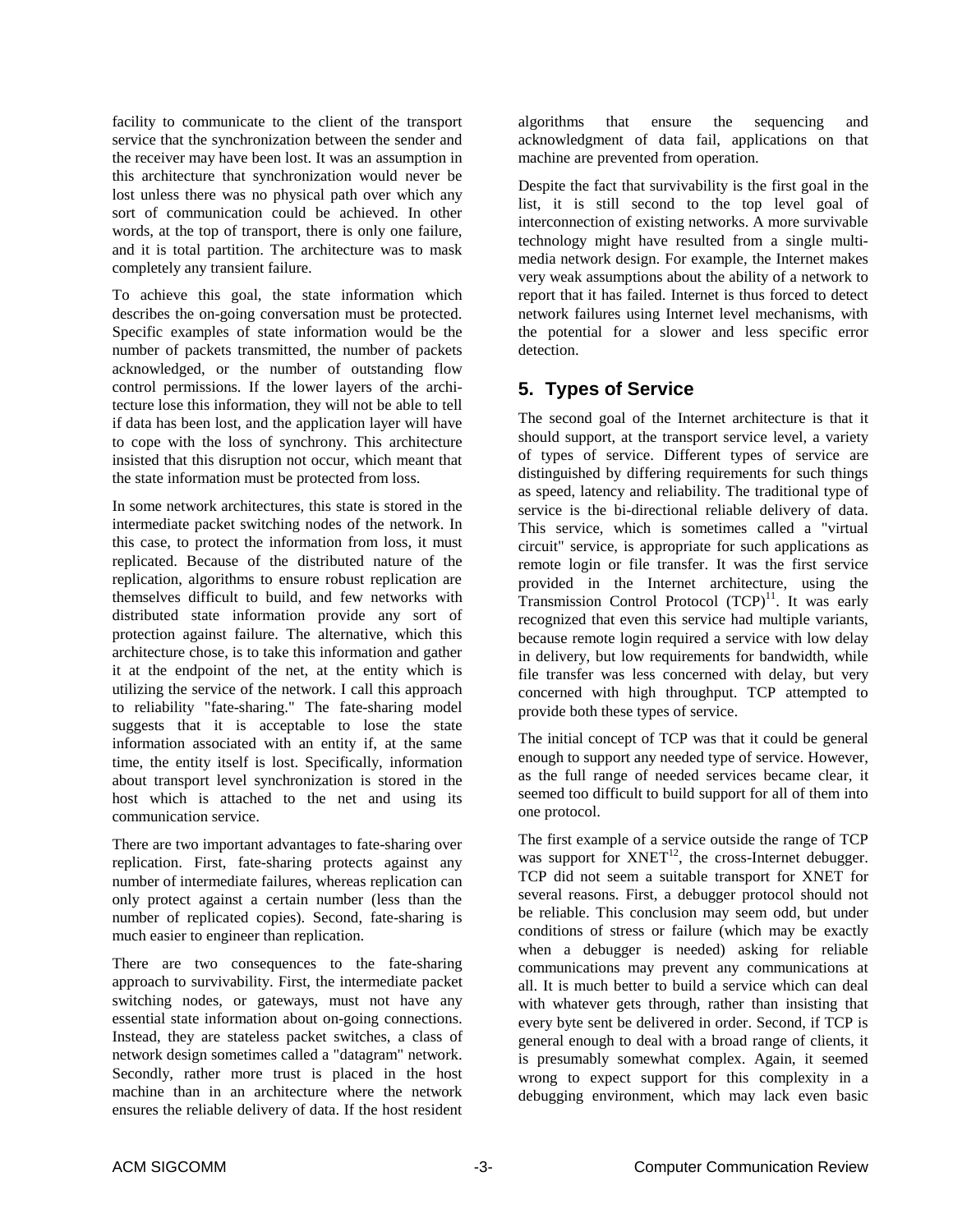facility to communicate to the client of the transport service that the synchronization between the sender and the receiver may have been lost. It was an assumption in this architecture that synchronization would never be lost unless there was no physical path over which any sort of communication could be achieved. In other words, at the top of transport, there is only one failure, and it is total partition. The architecture was to mask completely any transient failure.

To achieve this goal, the state information which describes the on-going conversation must be protected. Specific examples of state information would be the number of packets transmitted, the number of packets acknowledged, or the number of outstanding flow control permissions. If the lower layers of the architecture lose this information, they will not be able to tell if data has been lost, and the application layer will have to cope with the loss of synchrony. This architecture insisted that this disruption not occur, which meant that the state information must be protected from loss.

In some network architectures, this state is stored in the intermediate packet switching nodes of the network. In this case, to protect the information from loss, it must replicated. Because of the distributed nature of the replication, algorithms to ensure robust replication are themselves difficult to build, and few networks with distributed state information provide any sort of protection against failure. The alternative, which this architecture chose, is to take this information and gather it at the endpoint of the net, at the entity which is utilizing the service of the network. I call this approach to reliability "fate-sharing." The fate-sharing model suggests that it is acceptable to lose the state information associated with an entity if, at the same time, the entity itself is lost. Specifically, information about transport level synchronization is stored in the host which is attached to the net and using its communication service.

There are two important advantages to fate-sharing over replication. First, fate-sharing protects against any number of intermediate failures, whereas replication can only protect against a certain number (less than the number of replicated copies). Second, fate-sharing is much easier to engineer than replication.

There are two consequences to the fate-sharing approach to survivability. First, the intermediate packet switching nodes, or gateways, must not have any essential state information about on-going connections. Instead, they are stateless packet switches, a class of network design sometimes called a "datagram" network. Secondly, rather more trust is placed in the host machine than in an architecture where the network ensures the reliable delivery of data. If the host resident algorithms that ensure the sequencing and acknowledgment of data fail, applications on that machine are prevented from operation.

Despite the fact that survivability is the first goal in the list, it is still second to the top level goal of interconnection of existing networks. A more survivable technology might have resulted from a single multimedia network design. For example, the Internet makes very weak assumptions about the ability of a network to report that it has failed. Internet is thus forced to detect network failures using Internet level mechanisms, with the potential for a slower and less specific error detection.

## 5. Types of Service

The second goal of the Internet architecture is that it should support, at the transport service level, a variety of types of service. Different types of service are distinguished by differing requirements for such things as speed, latency and reliability. The traditional type of service is the bi-directional reliable delivery of data. This service, which is sometimes called a "virtual circuit" service, is appropriate for such applications as remote login or file transfer. It was the first service provided in the Internet architecture, using the Transmission Control Protocol (TCP)[11]. It was early recognized that even this service had multiple variants, because remote login required a service with low delay in delivery, but low requirements for bandwidth, while file transfer was less concerned with delay, but very concerned with high throughput. TCP attempted to provide both these types of service.

The initial concept of TCP was that it could be general enough to support any needed type of service. However, as the full range of needed services became clear, it seemed too difficult to build support for all of them into one protocol.

The first example of a service outside the range of TCP was support for XNET[12], the cross-Internet debugger. TCP did not seem a suitable transport for XNET for several reasons. First, a debugger protocol should not be reliable. This conclusion may seem odd, but under conditions of stress or failure (which may be exactly when a debugger is needed) asking for reliable communications may prevent any communications at all. It is much better to build a service which can deal with whatever gets through, rather than insisting that every byte sent be delivered in order. Second, if TCP is general enough to deal with a broad range of clients, it is presumably somewhat complex. Again, it seemed wrong to expect support for this complexity in a debugging environment, which may lack even basic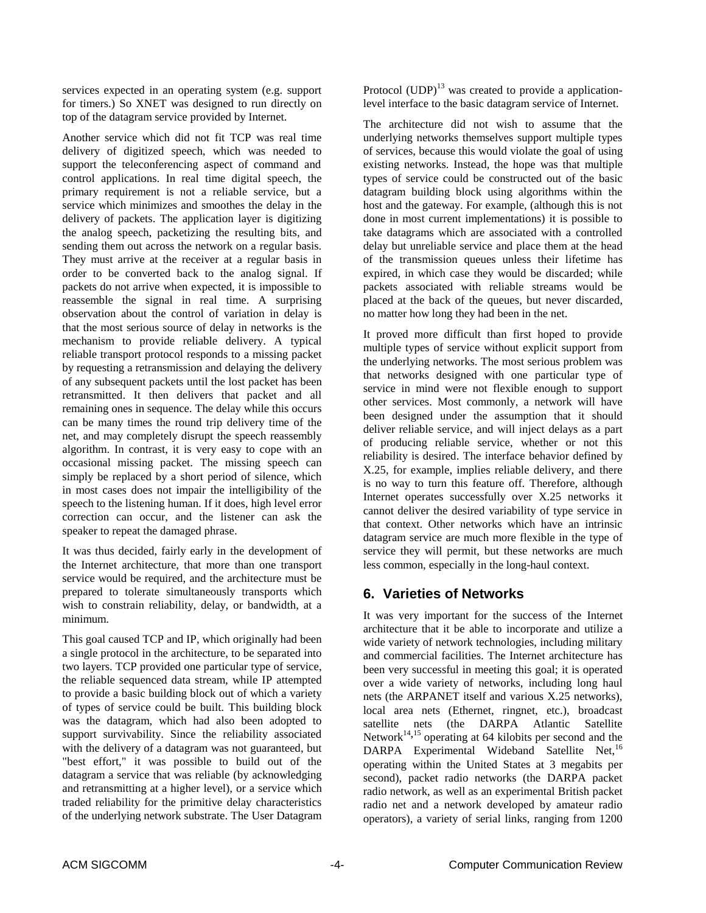services expected in an operating system (e.g. support for timers.) So XNET was designed to run directly on top of the datagram service provided by Internet.

Another service which did not fit TCP was real time delivery of digitized speech, which was needed to support the teleconferencing aspect of command and control applications. In real time digital speech, the primary requirement is not a reliable service, but a service which minimizes and smoothes the delay in the delivery of packets. The application layer is digitizing the analog speech, packetizing the resulting bits, and sending them out across the network on a regular basis. They must arrive at the receiver at a regular basis in order to be converted back to the analog signal. If packets do not arrive when expected, it is impossible to reassemble the signal in real time. A surprising observation about the control of variation in delay is that the most serious source of delay in networks is the mechanism to provide reliable delivery. A typical reliable transport protocol responds to a missing packet by requesting a retransmission and delaying the delivery of any subsequent packets until the lost packet has been retransmitted. It then delivers that packet and all remaining ones in sequence. The delay while this occurs can be many times the round trip delivery time of the net, and may completely disrupt the speech reassembly algorithm. In contrast, it is very easy to cope with an occasional missing packet. The missing speech can simply be replaced by a short period of silence, which in most cases does not impair the intelligibility of the speech to the listening human. If it does, high level error correction can occur, and the listener can ask the speaker to repeat the damaged phrase.

It was thus decided, fairly early in the development of the Internet architecture, that more than one transport service would be required, and the architecture must be prepared to tolerate simultaneously transports which wish to constrain reliability, delay, or bandwidth, at a minimum.

This goal caused TCP and IP, which originally had been a single protocol in the architecture, to be separated into two layers. TCP provided one particular type of service, the reliable sequenced data stream, while IP attempted to provide a basic building block out of which a variety of types of service could be built. This building block was the datagram, which had also been adopted to support survivability. Since the reliability associated with the delivery of a datagram was not guaranteed, but "best effort," it was possible to build out of the datagram a service that was reliable (by acknowledging and retransmitting at a higher level), or a service which traded reliability for the primitive delay characteristics of the underlying network substrate. The User Datagram Protocol (UDP)[13] was created to provide a application-level interface to the basic datagram service of Internet.

The architecture did not wish to assume that the underlying networks themselves support multiple types of services, because this would violate the goal of using existing networks. Instead, the hope was that multiple types of service could be constructed out of the basic datagram building block using algorithms within the host and the gateway. For example, (although this is not done in most current implementations) it is possible to take datagrams which are associated with a controlled delay but unreliable service and place them at the head of the transmission queues unless their lifetime has expired, in which case they would be discarded; while packets associated with reliable streams would be placed at the back of the queues, but never discarded, no matter how long they had been in the net.

It proved more difficult than first hoped to provide multiple types of service without explicit support from the underlying networks. The most serious problem was that networks designed with one particular type of service in mind were not flexible enough to support other services. Most commonly, a network will have been designed under the assumption that it should deliver reliable service, and will inject delays as a part of producing reliable service, whether or not this reliability is desired. The interface behavior defined by X.25, for example, implies reliable delivery, and there is no way to turn this feature off. Therefore, although Internet operates successfully over X.25 networks it cannot deliver the desired variability of type service in that context. Other networks which have an intrinsic datagram service are much more flexible in the type of service they will permit, but these networks are much less common, especially in the long-haul context.

## 6. Varieties of Networks

It was very important for the success of the Internet architecture that it be able to incorporate and utilize a wide variety of network technologies, including military and commercial facilities. The Internet architecture has been very successful in meeting this goal; it is operated over a wide variety of networks, including long haul nets (the ARPANET itself and various X.25 networks), local area nets (Ethernet, ringnet, etc.), broadcast satellite nets (the DARPA Atlantic Satellite Network[14,15] operating at 64 kilobits per second and the DARPA Experimental Wideband Satellite Net,[16] operating within the United States at 3 megabits per second), packet radio networks (the DARPA packet radio network, as well as an experimental British packet radio net and a network developed by amateur radio operators), a variety of serial links, ranging from 1200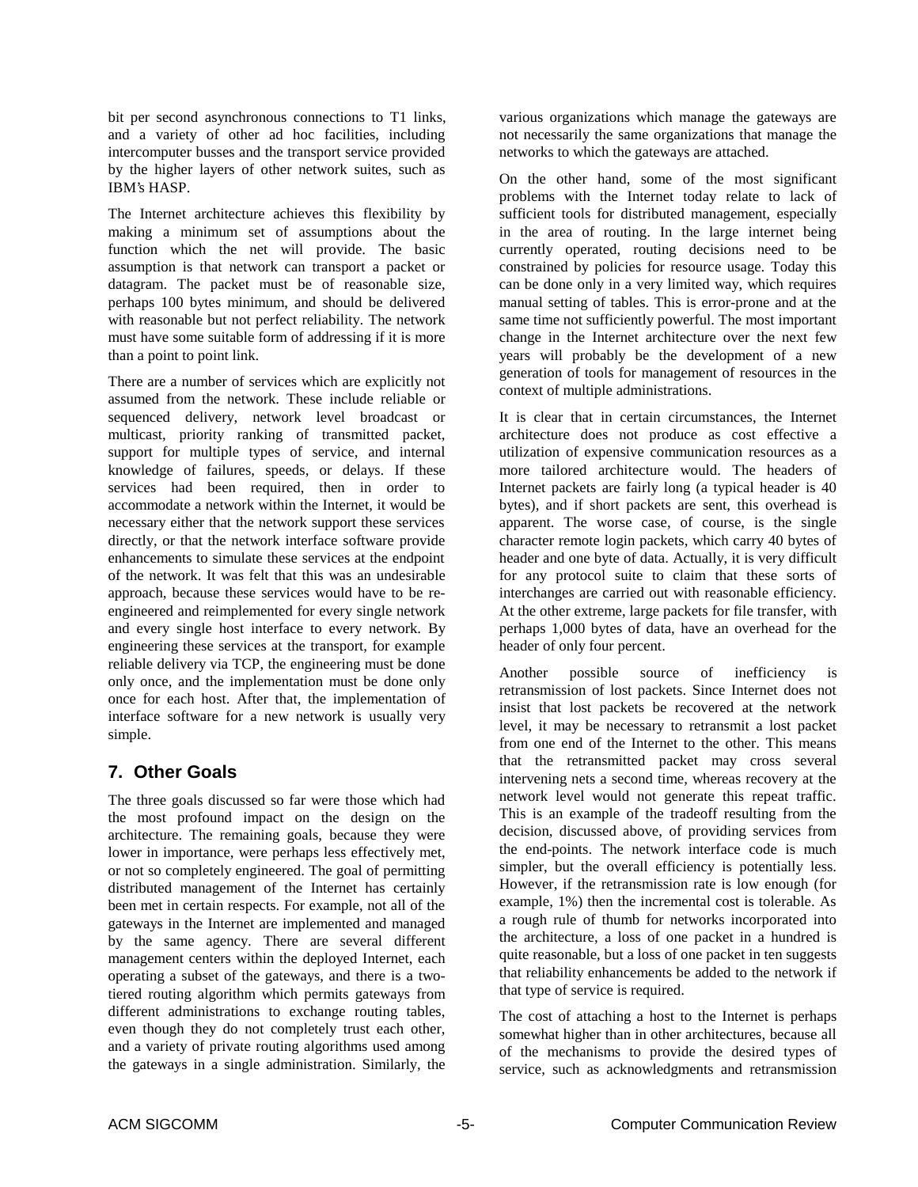bit per second asynchronous connections to T1 links, and a variety of other ad hoc facilities, including intercomputer busses and the transport service provided by the higher layers of other network suites, such as IBM's HASP.

The Internet architecture achieves this flexibility by making a minimum set of assumptions about the function which the net will provide. The basic assumption is that network can transport a packet or datagram. The packet must be of reasonable size, perhaps 100 bytes minimum, and should be delivered with reasonable but not perfect reliability. The network must have some suitable form of addressing if it is more than a point to point link.

There are a number of services which are explicitly not assumed from the network. These include reliable or sequenced delivery, network level broadcast or multicast, priority ranking of transmitted packet, support for multiple types of service, and internal knowledge of failures, speeds, or delays. If these services had been required, then in order to accommodate a network within the Internet, it would be necessary either that the network support these services directly, or that the network interface software provide enhancements to simulate these services at the endpoint of the network. It was felt that this was an undesirable approach, because these services would have to be re-engineered and reimplemented for every single network and every single host interface to every network. By engineering these services at the transport, for example reliable delivery via TCP, the engineering must be done only once, and the implementation must be done only once for each host. After that, the implementation of interface software for a new network is usually very simple.

## 7. Other Goals

The three goals discussed so far were those which had the most profound impact on the design on the architecture. The remaining goals, because they were lower in importance, were perhaps less effectively met, or not so completely engineered. The goal of permitting distributed management of the Internet has certainly been met in certain respects. For example, not all of the gateways in the Internet are implemented and managed by the same agency. There are several different management centers within the deployed Internet, each operating a subset of the gateways, and there is a two-tiered routing algorithm which permits gateways from different administrations to exchange routing tables, even though they do not completely trust each other, and a variety of private routing algorithms used among the gateways in a single administration. Similarly, the various organizations which manage the gateways are not necessarily the same organizations that manage the networks to which the gateways are attached.

On the other hand, some of the most significant problems with the Internet today relate to lack of sufficient tools for distributed management, especially in the area of routing. In the large internet being currently operated, routing decisions need to be constrained by policies for resource usage. Today this can be done only in a very limited way, which requires manual setting of tables. This is error-prone and at the same time not sufficiently powerful. The most important change in the Internet architecture over the next few years will probably be the development of a new generation of tools for management of resources in the context of multiple administrations.

It is clear that in certain circumstances, the Internet architecture does not produce as cost effective a utilization of expensive communication resources as a more tailored architecture would. The headers of Internet packets are fairly long (a typical header is 40 bytes), and if short packets are sent, this overhead is apparent. The worse case, of course, is the single character remote login packets, which carry 40 bytes of header and one byte of data. Actually, it is very difficult for any protocol suite to claim that these sorts of interchanges are carried out with reasonable efficiency. At the other extreme, large packets for file transfer, with perhaps 1,000 bytes of data, have an overhead for the header of only four percent.

Another possible source of inefficiency is retransmission of lost packets. Since Internet does not insist that lost packets be recovered at the network level, it may be necessary to retransmit a lost packet from one end of the Internet to the other. This means that the retransmitted packet may cross several intervening nets a second time, whereas recovery at the network level would not generate this repeat traffic. This is an example of the tradeoff resulting from the decision, discussed above, of providing services from the end-points. The network interface code is much simpler, but the overall efficiency is potentially less. However, if the retransmission rate is low enough (for example, 1%) then the incremental cost is tolerable. As a rough rule of thumb for networks incorporated into the architecture, a loss of one packet in a hundred is quite reasonable, but a loss of one packet in ten suggests that reliability enhancements be added to the network if that type of service is required.

The cost of attaching a host to the Internet is perhaps somewhat higher than in other architectures, because all of the mechanisms to provide the desired types of service, such as acknowledgments and retransmission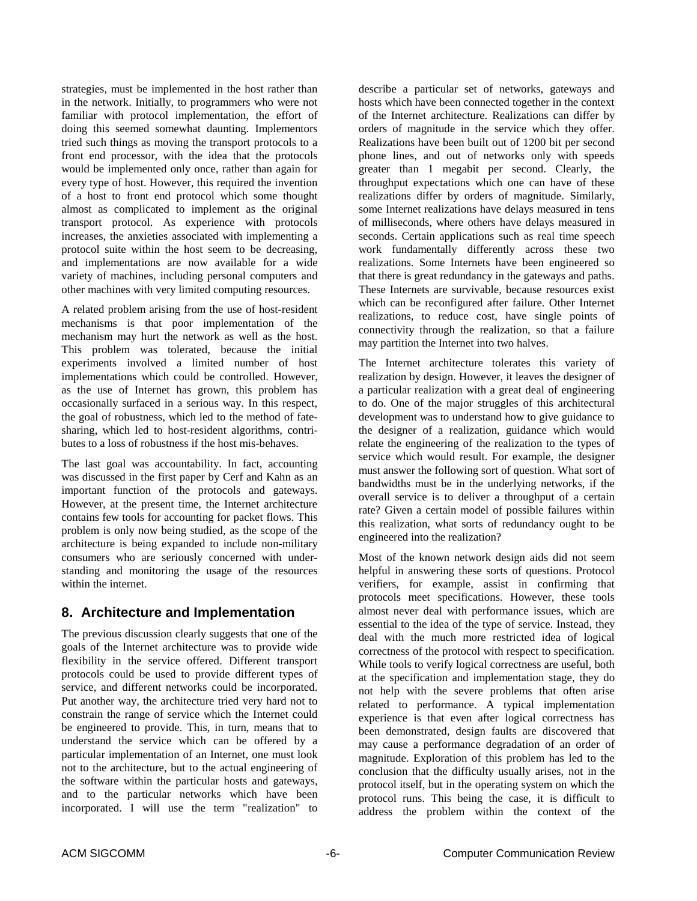strategies, must be implemented in the host rather than in the network. Initially, to programmers who were not familiar with protocol implementation, the effort of doing this seemed somewhat daunting. Implementors tried such things as moving the transport protocols to a front end processor, with the idea that the protocols would be implemented only once, rather than again for every type of host. However, this required the invention of a host to front end protocol which some thought almost as complicated to implement as the original transport protocol. As experience with protocols increases, the anxieties associated with implementing a protocol suite within the host seem to be decreasing, and implementations are now available for a wide variety of machines, including personal computers and other machines with very limited computing resources.

A related problem arising from the use of host-resident mechanisms is that poor implementation of the mechanism may hurt the network as well as the host. This problem was tolerated, because the initial experiments involved a limited number of host implementations which could be controlled. However, as the use of Internet has grown, this problem has occasionally surfaced in a serious way. In this respect, the goal of robustness, which led to the method of fate-sharing, which led to host-resident algorithms, contributes to a loss of robustness if the host mis-behaves.

The last goal was accountability. In fact, accounting was discussed in the first paper by Cerf and Kahn as an important function of the protocols and gateways. However, at the present time, the Internet architecture contains few tools for accounting for packet flows. This problem is only now being studied, as the scope of the architecture is being expanded to include non-military consumers who are seriously concerned with understanding and monitoring the usage of the resources within the internet.

## 8. Architecture and Implementation

The previous discussion clearly suggests that one of the goals of the Internet architecture was to provide wide flexibility in the service offered. Different transport protocols could be used to provide different types of service, and different networks could be incorporated. Put another way, the architecture tried very hard not to constrain the range of service which the Internet could be engineered to provide. This, in turn, means that to understand the service which can be offered by a particular implementation of an Internet, one must look not to the architecture, but to the actual engineering of the software within the particular hosts and gateways, and to the particular networks which have been incorporated. I will use the term "realization" to describe a particular set of networks, gateways and hosts which have been connected together in the context of the Internet architecture. Realizations can differ by orders of magnitude in the service which they offer. Realizations have been built out of 1200 bit per second phone lines, and out of networks only with speeds greater than 1 megabit per second. Clearly, the throughput expectations which one can have of these realizations differ by orders of magnitude. Similarly, some Internet realizations have delays measured in tens of milliseconds, where others have delays measured in seconds. Certain applications such as real time speech work fundamentally differently across these two realizations. Some Internets have been engineered so that there is great redundancy in the gateways and paths. These Internets are survivable, because resources exist which can be reconfigured after failure. Other Internet realizations, to reduce cost, have single points of connectivity through the realization, so that a failure may partition the Internet into two halves.

The Internet architecture tolerates this variety of realization by design. However, it leaves the designer of a particular realization with a great deal of engineering to do. One of the major struggles of this architectural development was to understand how to give guidance to the designer of a realization, guidance which would relate the engineering of the realization to the types of service which would result. For example, the designer must answer the following sort of question. What sort of bandwidths must be in the underlying networks, if the overall service is to deliver a throughput of a certain rate? Given a certain model of possible failures within this realization, what sorts of redundancy ought to be engineered into the realization?

Most of the known network design aids did not seem helpful in answering these sorts of questions. Protocol verifiers, for example, assist in confirming that protocols meet specifications. However, these tools almost never deal with performance issues, which are essential to the idea of the type of service. Instead, they deal with the much more restricted idea of logical correctness of the protocol with respect to specification. While tools to verify logical correctness are useful, both at the specification and implementation stage, they do not help with the severe problems that often arise related to performance. A typical implementation experience is that even after logical correctness has been demonstrated, design faults are discovered that may cause a performance degradation of an order of magnitude. Exploration of this problem has led to the conclusion that the difficulty usually arises, not in the protocol itself, but in the operating system on which the protocol runs. This being the case, it is difficult to address the problem within the context of the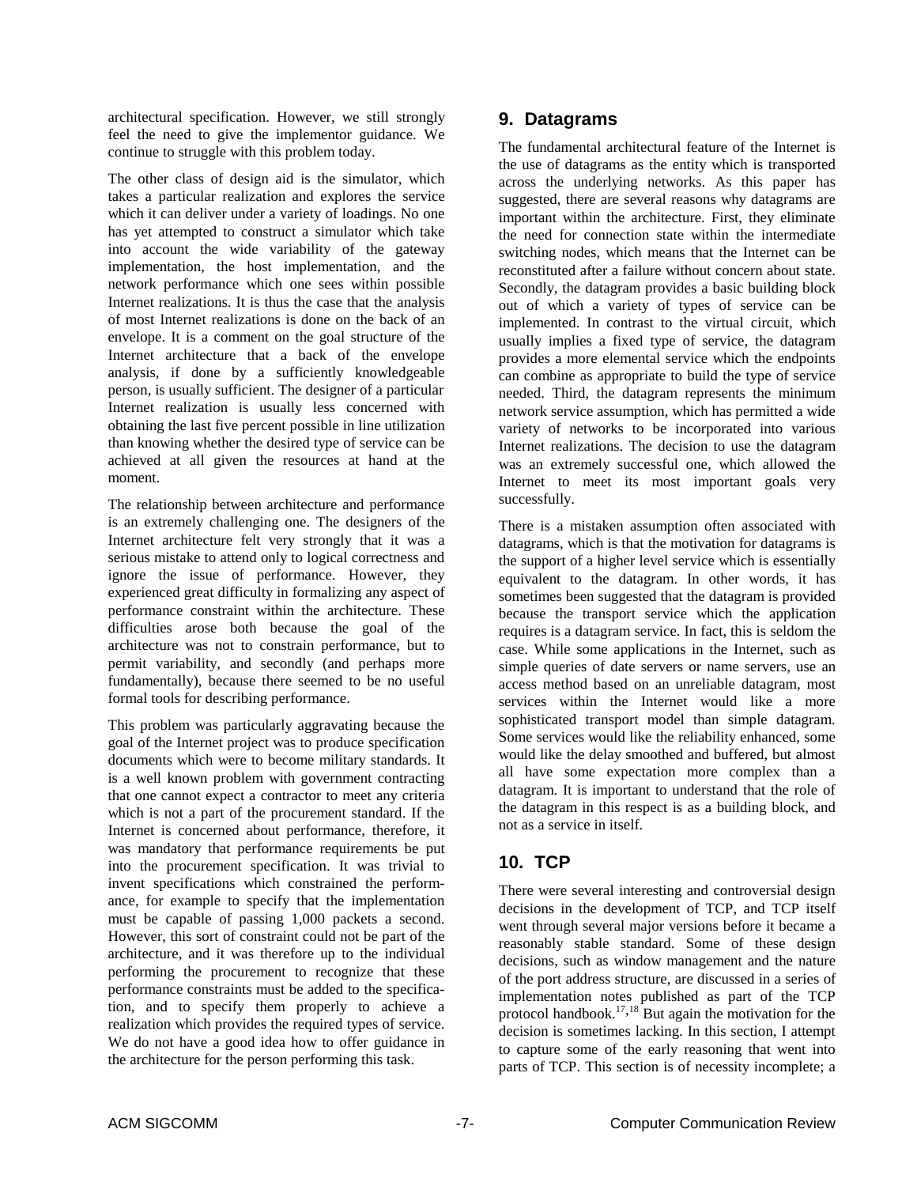architectural specification. However, we still strongly feel the need to give the implementor guidance. We continue to struggle with this problem today.

The other class of design aid is the simulator, which takes a particular realization and explores the service which it can deliver under a variety of loadings. No one has yet attempted to construct a simulator which take into account the wide variability of the gateway implementation, the host implementation, and the network performance which one sees within possible Internet realizations. It is thus the case that the analysis of most Internet realizations is done on the back of an envelope. It is a comment on the goal structure of the Internet architecture that a back of the envelope analysis, if done by a sufficiently knowledgeable person, is usually sufficient. The designer of a particular Internet realization is usually less concerned with obtaining the last five percent possible in line utilization than knowing whether the desired type of service can be achieved at all given the resources at hand at the moment.

The relationship between architecture and performance is an extremely challenging one. The designers of the Internet architecture felt very strongly that it was a serious mistake to attend only to logical correctness and ignore the issue of performance. However, they experienced great difficulty in formalizing any aspect of performance constraint within the architecture. These difficulties arose both because the goal of the architecture was not to constrain performance, but to permit variability, and secondly (and perhaps more fundamentally), because there seemed to be no useful formal tools for describing performance.

This problem was particularly aggravating because the goal of the Internet project was to produce specification documents which were to become military standards. It is a well known problem with government contracting that one cannot expect a contractor to meet any criteria which is not a part of the procurement standard. If the Internet is concerned about performance, therefore, it was mandatory that performance requirements be put into the procurement specification. It was trivial to invent specifications which constrained the performance, for example to specify that the implementation must be capable of passing 1,000 packets a second. However, this sort of constraint could not be part of the architecture, and it was therefore up to the individual performing the procurement to recognize that these performance constraints must be added to the specification, and to specify them properly to achieve a realization which provides the required types of service. We do not have a good idea how to offer guidance in the architecture for the person performing this task.

## 9. Datagrams

The fundamental architectural feature of the Internet is the use of datagrams as the entity which is transported across the underlying networks. As this paper has suggested, there are several reasons why datagrams are important within the architecture. First, they eliminate the need for connection state within the intermediate switching nodes, which means that the Internet can be reconstituted after a failure without concern about state. Secondly, the datagram provides a basic building block out of which a variety of types of service can be implemented. In contrast to the virtual circuit, which usually implies a fixed type of service, the datagram provides a more elemental service which the endpoints can combine as appropriate to build the type of service needed. Third, the datagram represents the minimum network service assumption, which has permitted a wide variety of networks to be incorporated into various Internet realizations. The decision to use the datagram was an extremely successful one, which allowed the Internet to meet its most important goals very successfully.

There is a mistaken assumption often associated with datagrams, which is that the motivation for datagrams is the support of a higher level service which is essentially equivalent to the datagram. In other words, it has sometimes been suggested that the datagram is provided because the transport service which the application requires is a datagram service. In fact, this is seldom the case. While some applications in the Internet, such as simple queries of date servers or name servers, use an access method based on an unreliable datagram, most services within the Internet would like a more sophisticated transport model than simple datagram. Some services would like the reliability enhanced, some would like the delay smoothed and buffered, but almost all have some expectation more complex than a datagram. It is important to understand that the role of the datagram in this respect is as a building block, and not as a service in itself.

## 10. TCP

There were several interesting and controversial design decisions in the development of TCP, and TCP itself went through several major versions before it became a reasonably stable standard. Some of these design decisions, such as window management and the nature of the port address structure, are discussed in a series of implementation notes published as part of the TCP protocol handbook.[17,18] But again the motivation for the decision is sometimes lacking. In this section, I attempt to capture some of the early reasoning that went into parts of TCP. This section is of necessity incomplete; a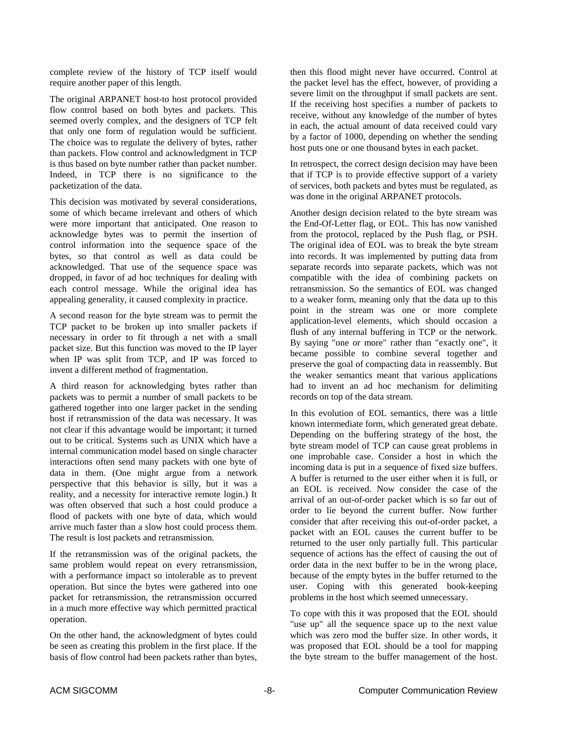complete review of the history of TCP itself would require another paper of this length.

The original ARPANET host-to host protocol provided flow control based on both bytes and packets. This seemed overly complex, and the designers of TCP felt that only one form of regulation would be sufficient. The choice was to regulate the delivery of bytes, rather than packets. Flow control and acknowledgment in TCP is thus based on byte number rather than packet number. Indeed, in TCP there is no significance to the packetization of the data.

This decision was motivated by several considerations, some of which became irrelevant and others of which were more important that anticipated. One reason to acknowledge bytes was to permit the insertion of control information into the sequence space of the bytes, so that control as well as data could be acknowledged. That use of the sequence space was dropped, in favor of ad hoc techniques for dealing with each control message. While the original idea has appealing generality, it caused complexity in practice.

A second reason for the byte stream was to permit the TCP packet to be broken up into smaller packets if necessary in order to fit through a net with a small packet size. But this function was moved to the IP layer when IP was split from TCP, and IP was forced to invent a different method of fragmentation.

A third reason for acknowledging bytes rather than packets was to permit a number of small packets to be gathered together into one larger packet in the sending host if retransmission of the data was necessary. It was not clear if this advantage would be important; it turned out to be critical. Systems such as UNIX which have a internal communication model based on single character interactions often send many packets with one byte of data in them. (One might argue from a network perspective that this behavior is silly, but it was a reality, and a necessity for interactive remote login.) It was often observed that such a host could produce a flood of packets with one byte of data, which would arrive much faster than a slow host could process them. The result is lost packets and retransmission.

If the retransmission was of the original packets, the same problem would repeat on every retransmission, with a performance impact so intolerable as to prevent operation. But since the bytes were gathered into one packet for retransmission, the retransmission occurred in a much more effective way which permitted practical operation.

On the other hand, the acknowledgment of bytes could be seen as creating this problem in the first place. If the basis of flow control had been packets rather than bytes, then this flood might never have occurred. Control at the packet level has the effect, however, of providing a severe limit on the throughput if small packets are sent. If the receiving host specifies a number of packets to receive, without any knowledge of the number of bytes in each, the actual amount of data received could vary by a factor of 1000, depending on whether the sending host puts one or one thousand bytes in each packet.

In retrospect, the correct design decision may have been that if TCP is to provide effective support of a variety of services, both packets and bytes must be regulated, as was done in the original ARPANET protocols.

Another design decision related to the byte stream was the End-Of-Letter flag, or EOL. This has now vanished from the protocol, replaced by the Push flag, or PSH. The original idea of EOL was to break the byte stream into records. It was implemented by putting data from separate records into separate packets, which was not compatible with the idea of combining packets on retransmission. So the semantics of EOL was changed to a weaker form, meaning only that the data up to this point in the stream was one or more complete application-level elements, which should occasion a flush of any internal buffering in TCP or the network. By saying "one or more" rather than "exactly one", it became possible to combine several together and preserve the goal of compacting data in reassembly. But the weaker semantics meant that various applications had to invent an ad hoc mechanism for delimiting records on top of the data stream.

In this evolution of EOL semantics, there was a little known intermediate form, which generated great debate. Depending on the buffering strategy of the host, the byte stream model of TCP can cause great problems in one improbable case. Consider a host in which the incoming data is put in a sequence of fixed size buffers. A buffer is returned to the user either when it is full, or an EOL is received. Now consider the case of the arrival of an out-of-order packet which is so far out of order to lie beyond the current buffer. Now further consider that after receiving this out-of-order packet, a packet with an EOL causes the current buffer to be returned to the user only partially full. This particular sequence of actions has the effect of causing the out of order data in the next buffer to be in the wrong place, because of the empty bytes in the buffer returned to the user. Coping with this generated book-keeping problems in the host which seemed unnecessary.

To cope with this it was proposed that the EOL should "use up" all the sequence space up to the next value which was zero mod the buffer size. In other words, it was proposed that EOL should be a tool for mapping the byte stream to the buffer management of the host.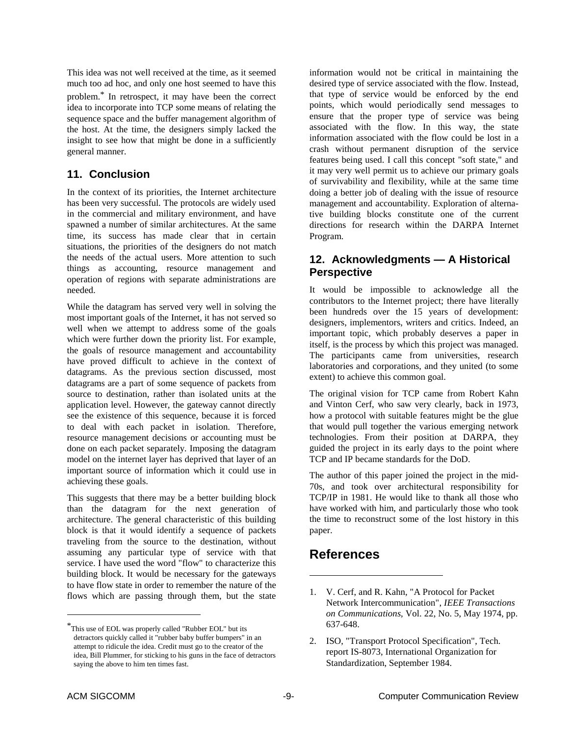This idea was not well received at the time, as it seemed much too ad hoc, and only one host seemed to have this problem.* In retrospect, it may have been the correct idea to incorporate into TCP some means of relating the sequence space and the buffer management algorithm of the host. At the time, the designers simply lacked the insight to see how that might be done in a sufficiently general manner.

## 11. Conclusion

In the context of its priorities, the Internet architecture has been very successful. The protocols are widely used in the commercial and military environment, and have spawned a number of similar architectures. At the same time, its success has made clear that in certain situations, the priorities of the designers do not match the needs of the actual users. More attention to such things as accounting, resource management and operation of regions with separate administrations are needed.

While the datagram has served very well in solving the most important goals of the Internet, it has not served so well when we attempt to address some of the goals which were further down the priority list. For example, the goals of resource management and accountability have proved difficult to achieve in the context of datagrams. As the previous section discussed, most datagrams are a part of some sequence of packets from source to destination, rather than isolated units at the application level. However, the gateway cannot directly see the existence of this sequence, because it is forced to deal with each packet in isolation. Therefore, resource management decisions or accounting must be done on each packet separately. Imposing the datagram model on the internet layer has deprived that layer of an important source of information which it could use in achieving these goals.

This suggests that there may be a better building block than the datagram for the next generation of architecture. The general characteristic of this building block is that it would identify a sequence of packets traveling from the source to the destination, without assuming any particular type of service with that service. I have used the word "flow" to characterize this building block. It would be necessary for the gateways to have flow state in order to remember the nature of the flows which are passing through them, but the state information would not be critical in maintaining the desired type of service associated with the flow. Instead, that type of service would be enforced by the end points, which would periodically send messages to ensure that the proper type of service was being associated with the flow. In this way, the state information associated with the flow could be lost in a crash without permanent disruption of the service features being used. I call this concept "soft state," and it may very well permit us to achieve our primary goals of survivability and flexibility, while at the same time doing a better job of dealing with the issue of resource management and accountability. Exploration of alternative building blocks constitute one of the current directions for research within the DARPA Internet Program.

## 12. Acknowledgments — A Historical Perspective

It would be impossible to acknowledge all the contributors to the Internet project; there have literally been hundreds over the 15 years of development: designers, implementors, writers and critics. Indeed, an important topic, which probably deserves a paper in itself, is the process by which this project was managed. The participants came from universities, research laboratories and corporations, and they united (to some extent) to achieve this common goal.

The original vision for TCP came from Robert Kahn and Vinton Cerf, who saw very clearly, back in 1973, how a protocol with suitable features might be the glue that would pull together the various emerging network technologies. From their position at DARPA, they guided the project in its early days to the point where TCP and IP became standards for the DoD.

The author of this paper joined the project in the mid-70s, and took over architectural responsibility for TCP/IP in 1981. He would like to thank all those who have worked with him, and particularly those who took the time to reconstruct some of the lost history in this paper.

# References

1. V. Cerf, and R. Kahn, "A Protocol for Packet Network Intercommunication", *IEEE Transactions on Communications*, Vol. 22, No. 5, May 1974, pp. 637-648.

2. ISO, "Transport Protocol Specification", Tech. report IS-8073, International Organization for Standardization, September 1984.

---

*This use of EOL was properly called "Rubber EOL" but its detractors quickly called it "rubber baby buffer bumpers" in an attempt to ridicule the idea. Credit must go to the creator of the idea, Bill Plummer, for sticking to his guns in the face of detractors saying the above to him ten times fast.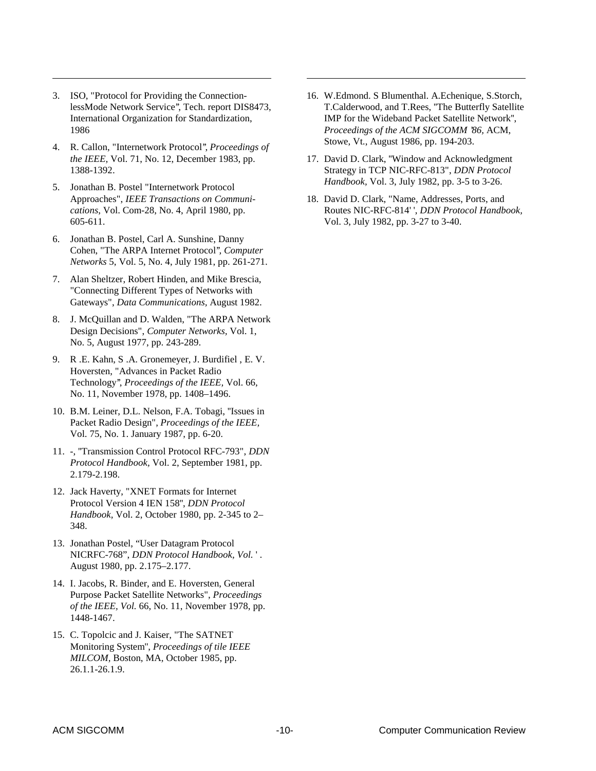3. ISO, "Protocol for Providing the Connection-lessMode Network Service", Tech. report DIS8473, International Organization for Standardization, 1986

4. R. Callon, "Internetwork Protocol", *Proceedings of the IEEE,* Vol. 71, No. 12, December 1983, pp. 1388-1392.

5. Jonathan B. Postel "Internetwork Protocol Approaches", *IEEE Transactions on Communications,* Vol. Com-28, No. 4, April 1980, pp. 605-611.

6. Jonathan B. Postel, Carl A. Sunshine, Danny Cohen, "The ARPA Internet Protocol", *Computer Networks* 5, Vol. 5, No. 4, July 1981, pp. 261-271.

7. Alan Sheltzer, Robert Hinden, and Mike Brescia, "Connecting Different Types of Networks with Gateways", *Data Communications,* August 1982.

8. J. McQuillan and D. Walden, "The ARPA Network Design Decisions", *Computer Networks,* Vol. 1, No. 5, August 1977, pp. 243-289.

9. R .E. Kahn, S .A. Gronemeyer, J. Burdifiel , E. V. Hoversten, "Advances in Packet Radio Technology", *Proceedings of the IEEE,* Vol. 66, No. 11, November 1978, pp. 1408–1496.

10. B.M. Leiner, D.L. Nelson, F.A. Tobagi, "Issues in Packet Radio Design", *Proceedings of the IEEE,* Vol. 75, No. 1. January 1987, pp. 6-20.

11. -, "Transmission Control Protocol RFC-793", *DDN Protocol Handbook,* Vol. 2, September 1981, pp. 2.179-2.198.

12. Jack Haverty, "XNET Formats for Internet Protocol Version 4 IEN 158", *DDN Protocol Handbook,* Vol. 2, October 1980, pp. 2-345 to 2–348.

13. Jonathan Postel, "User Datagram Protocol NICRFC-768", *DDN Protocol Handbook, Vol.* ' . August 1980, pp. 2.175–2.177.

14. I. Jacobs, R. Binder, and E. Hoversten, General Purpose Packet Satellite Networks", *Proceedings of the IEEE, Vol.* 66, No. 11, November 1978, pp. 1448-1467.

15. C. Topolcic and J. Kaiser, "The SATNET Monitoring System", *Proceedings of tile IEEE MILCOM,* Boston, MA, October 1985, pp. 26.1.1-26.1.9.

16. W.Edmond. S Blumenthal. A.Echenique, S.Storch, T.Calderwood, and T.Rees, "The Butterfly Satellite IMP for the Wideband Packet Satellite Network", *Proceedings of the ACM SIGCOMM '86,* ACM, Stowe, Vt., August 1986, pp. 194-203.

17. David D. Clark, "Window and Acknowledgment Strategy in TCP NIC-RFC-813", *DDN Protocol Handbook,* Vol. 3, July 1982, pp. 3-5 to 3-26.

18. David D. Clark, "Name, Addresses, Ports, and Routes NIC-RFC-814' ', *DDN Protocol Handbook,* Vol. 3, July 1982, pp. 3-27 to 3-40.